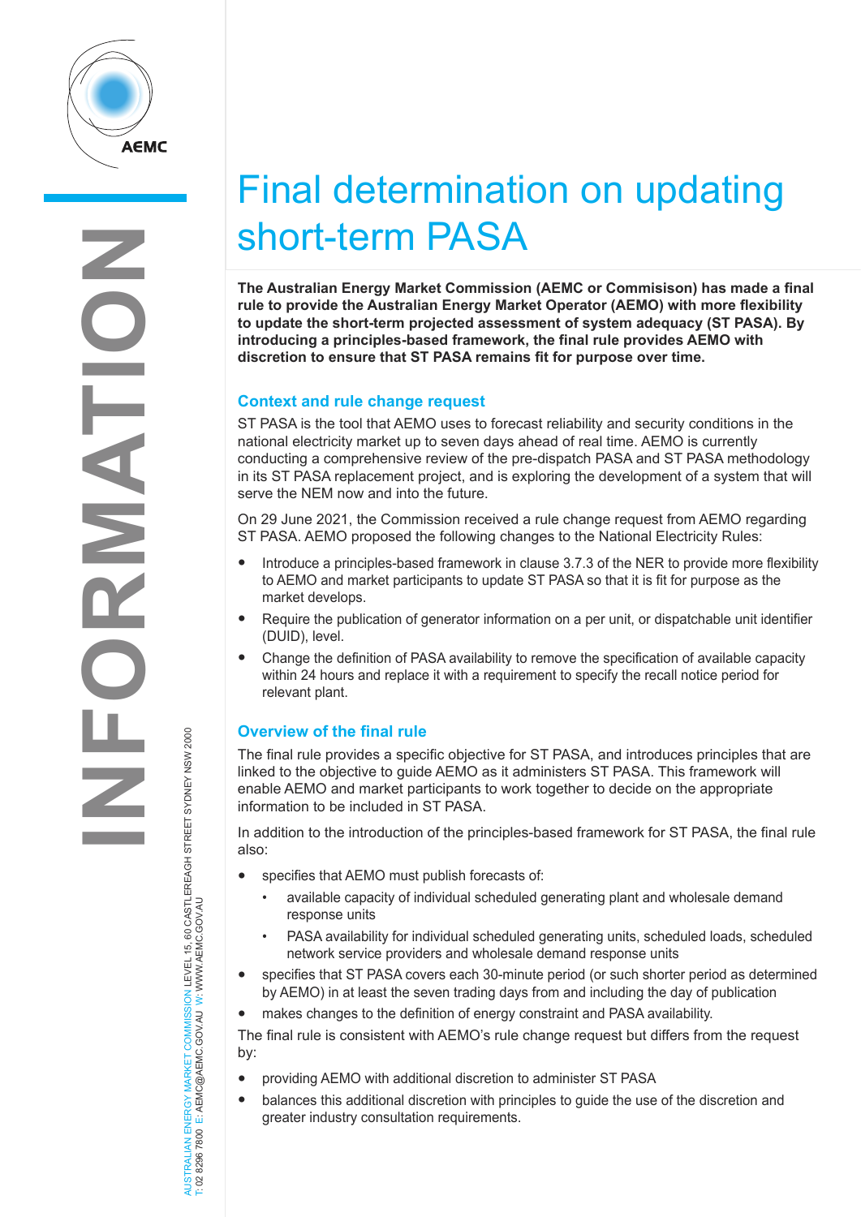# Final determination on updating short-term PASA

**The Australian Energy Market Commission (AEMC or Commisison) has made a final rule to provide the Australian Energy Market Operator (AEMO) with more flexibility to update the short-term projected assessment of system adequacy (ST PASA). By introducing a principles-based framework, the final rule provides AEMO with discretion to ensure that ST PASA remains fit for purpose over time.**

## Context and rule change request

ST PASA is the tool that AEMO uses to forecast reliability and security conditions in the national electricity market up to seven days ahead of real time. AEMO is currently conducting a comprehensive review of the pre-dispatch PASA and ST PASA methodology in its ST PASA replacement project, and is exploring the development of a system that will serve the NEM now and into the future.

On 29 June 2021, the Commission received a rule change request from AEMO regarding ST PASA. AEMO proposed the following changes to the National Electricity Rules:

- Introduce a principles-based framework in clause 3.7.3 of the NER to provide more flexibility to AEMO and market participants to update ST PASA so that it is fit for purpose as the market develops.
- Require the publication of generator information on a per unit, or dispatchable unit identifier (DUID), level.
- Change the definition of PASA availability to remove the specification of available capacity within 24 hours and replace it with a requirement to specify the recall notice period for relevant plant.

## Overview of the final rule

The final rule provides a specific objective for ST PASA, and introduces principles that are linked to the objective to guide AEMO as it administers ST PASA. This framework will enable AEMO and market participants to work together to decide on the appropriate information to be included in ST PASA.

In addition to the introduction of the principles-based framework for ST PASA, the final rule also:

- specifies that AEMO must publish forecasts of:
  - available capacity of individual scheduled generating plant and wholesale demand response units
  - PASA availability for individual scheduled generating units, scheduled loads, scheduled network service providers and wholesale demand response units
- specifies that ST PASA covers each 30-minute period (or such shorter period as determined by AEMO) in at least the seven trading days from and including the day of publication
- makes changes to the definition of energy constraint and PASA availability.

The final rule is consistent with AEMO's rule change request but differs from the request by:

- providing AEMO with additional discretion to administer ST PASA
- balances this additional discretion with principles to guide the use of the discretion and greater industry consultation requirements.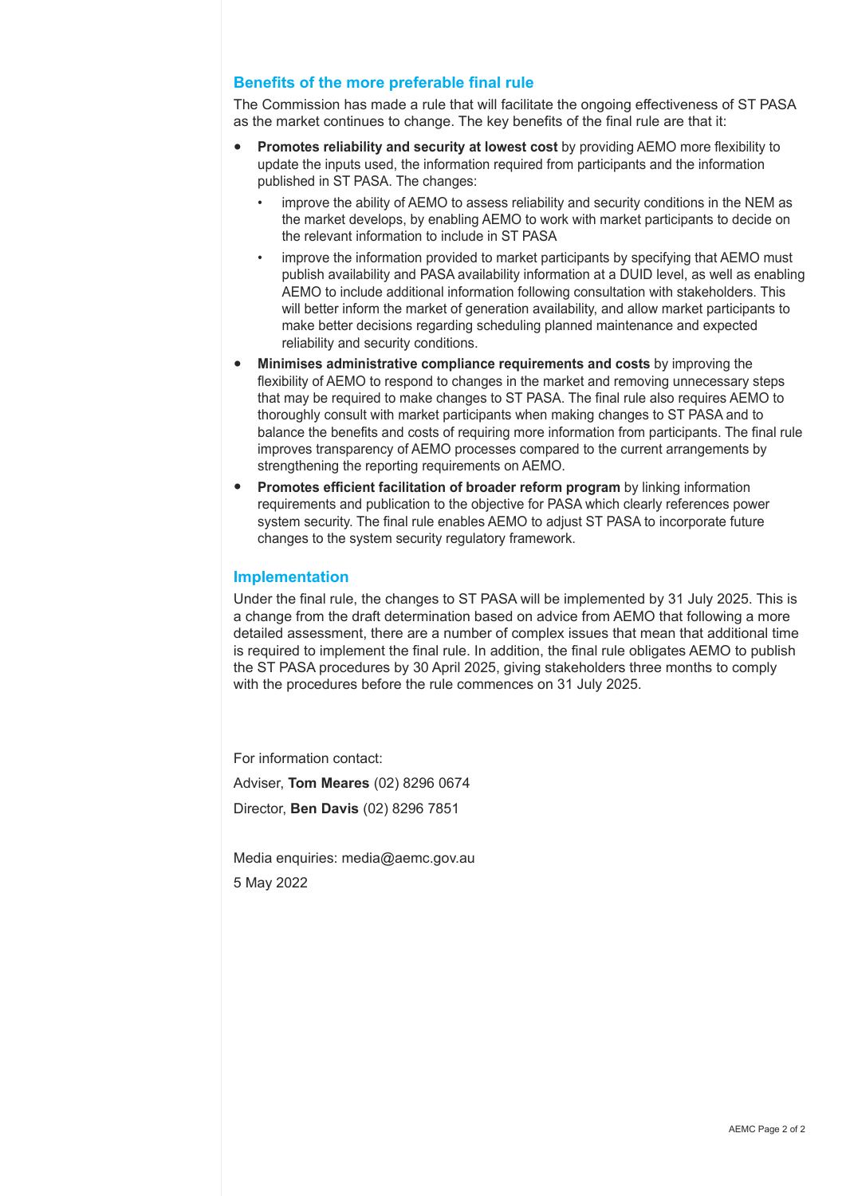## Benefits of the more preferable final rule

The Commission has made a rule that will facilitate the ongoing effectiveness of ST PASA as the market continues to change. The key benefits of the final rule are that it:

- **Promotes reliability and security at lowest cost** by providing AEMO more flexibility to update the inputs used, the information required from participants and the information published in ST PASA. The changes:
  - improve the ability of AEMO to assess reliability and security conditions in the NEM as the market develops, by enabling AEMO to work with market participants to decide on the relevant information to include in ST PASA
  - improve the information provided to market participants by specifying that AEMO must publish availability and PASA availability information at a DUID level, as well as enabling AEMO to include additional information following consultation with stakeholders. This will better inform the market of generation availability, and allow market participants to make better decisions regarding scheduling planned maintenance and expected reliability and security conditions.
- **Minimises administrative compliance requirements and costs** by improving the flexibility of AEMO to respond to changes in the market and removing unnecessary steps that may be required to make changes to ST PASA. The final rule also requires AEMO to thoroughly consult with market participants when making changes to ST PASA and to balance the benefits and costs of requiring more information from participants. The final rule improves transparency of AEMO processes compared to the current arrangements by strengthening the reporting requirements on AEMO.
- **Promotes efficient facilitation of broader reform program** by linking information requirements and publication to the objective for PASA which clearly references power system security. The final rule enables AEMO to adjust ST PASA to incorporate future changes to the system security regulatory framework.

## Implementation

Under the final rule, the changes to ST PASA will be implemented by 31 July 2025. This is a change from the draft determination based on advice from AEMO that following a more detailed assessment, there are a number of complex issues that mean that additional time is required to implement the final rule. In addition, the final rule obligates AEMO to publish the ST PASA procedures by 30 April 2025, giving stakeholders three months to comply with the procedures before the rule commences on 31 July 2025.

For information contact:

Adviser, **Tom Meares** (02) 8296 0674

Director, **Ben Davis** (02) 8296 7851

Media enquiries: media@aemc.gov.au

5 May 2022